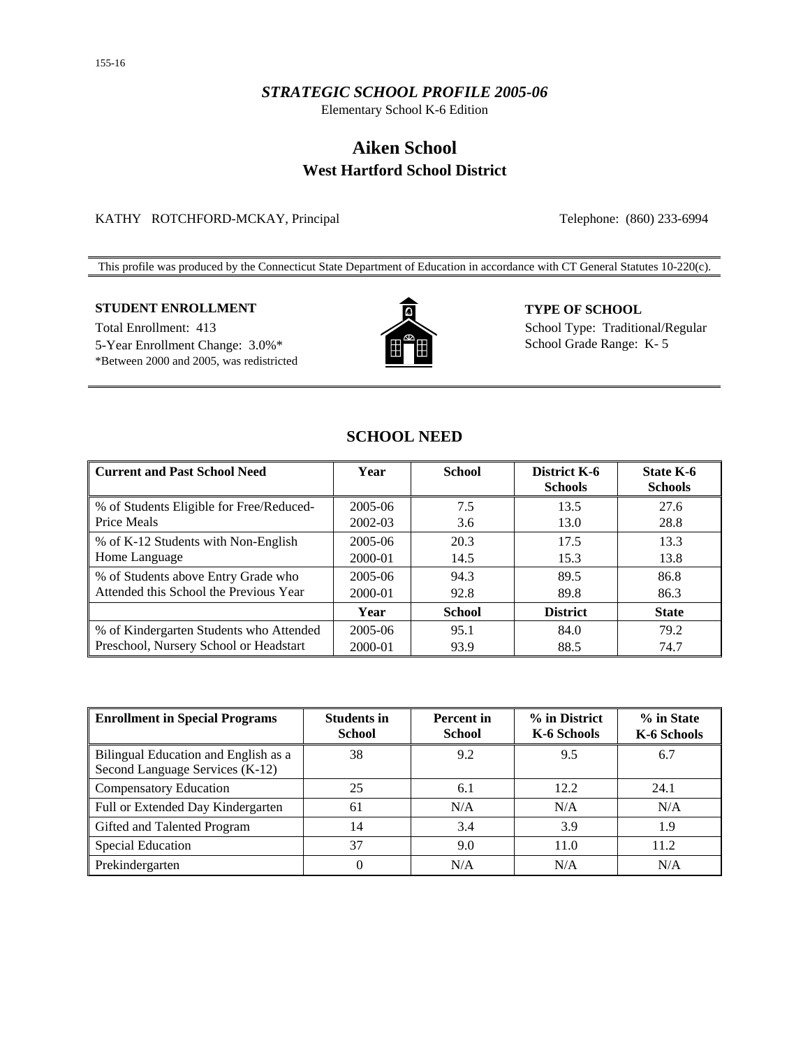155-16

*STRATEGIC SCHOOL PROFILE 2005-06*

Elementary School K-6 Edition

# Aiken School

## West Hartford School District

KATHY ROTCHFORD-MCKAY, Principal

Telephone: (860) 233-6994

This profile was produced by the Connecticut State Department of Education in accordance with CT General Statutes 10-220(c).

**STUDENT ENROLLMENT**

Total Enrollment: 413

5-Year Enrollment Change: 3.0%*

*Between 2000 and 2005, was redistricted

**TYPE OF SCHOOL**

School Type: Traditional/Regular

School Grade Range: K- 5

## SCHOOL NEED

| Current and Past School Need | Year | School | District K-6 Schools | State K-6 Schools |
|---|---|---|---|---|
| % of Students Eligible for Free/Reduced-Price Meals | 2005-06<br>2002-03 | 7.5<br>3.6 | 13.5<br>13.0 | 27.6<br>28.8 |
| % of K-12 Students with Non-English Home Language | 2005-06<br>2000-01 | 20.3<br>14.5 | 17.5<br>15.3 | 13.3<br>13.8 |
| % of Students above Entry Grade who Attended this School the Previous Year | 2005-06<br>2000-01 | 94.3<br>92.8 | 89.5<br>89.8 | 86.8<br>86.3 |
| | **Year** | **School** | **District** | **State** |
| % of Kindergarten Students who Attended Preschool, Nursery School or Headstart | 2005-06<br>2000-01 | 95.1<br>93.9 | 84.0<br>88.5 | 79.2<br>74.7 |

| Enrollment in Special Programs | Students in School | Percent in School | % in District K-6 Schools | % in State K-6 Schools |
|---|---|---|---|---|
| Bilingual Education and English as a Second Language Services (K-12) | 38 | 9.2 | 9.5 | 6.7 |
| Compensatory Education | 25 | 6.1 | 12.2 | 24.1 |
| Full or Extended Day Kindergarten | 61 | N/A | N/A | N/A |
| Gifted and Talented Program | 14 | 3.4 | 3.9 | 1.9 |
| Special Education | 37 | 9.0 | 11.0 | 11.2 |
| Prekindergarten | 0 | N/A | N/A | N/A |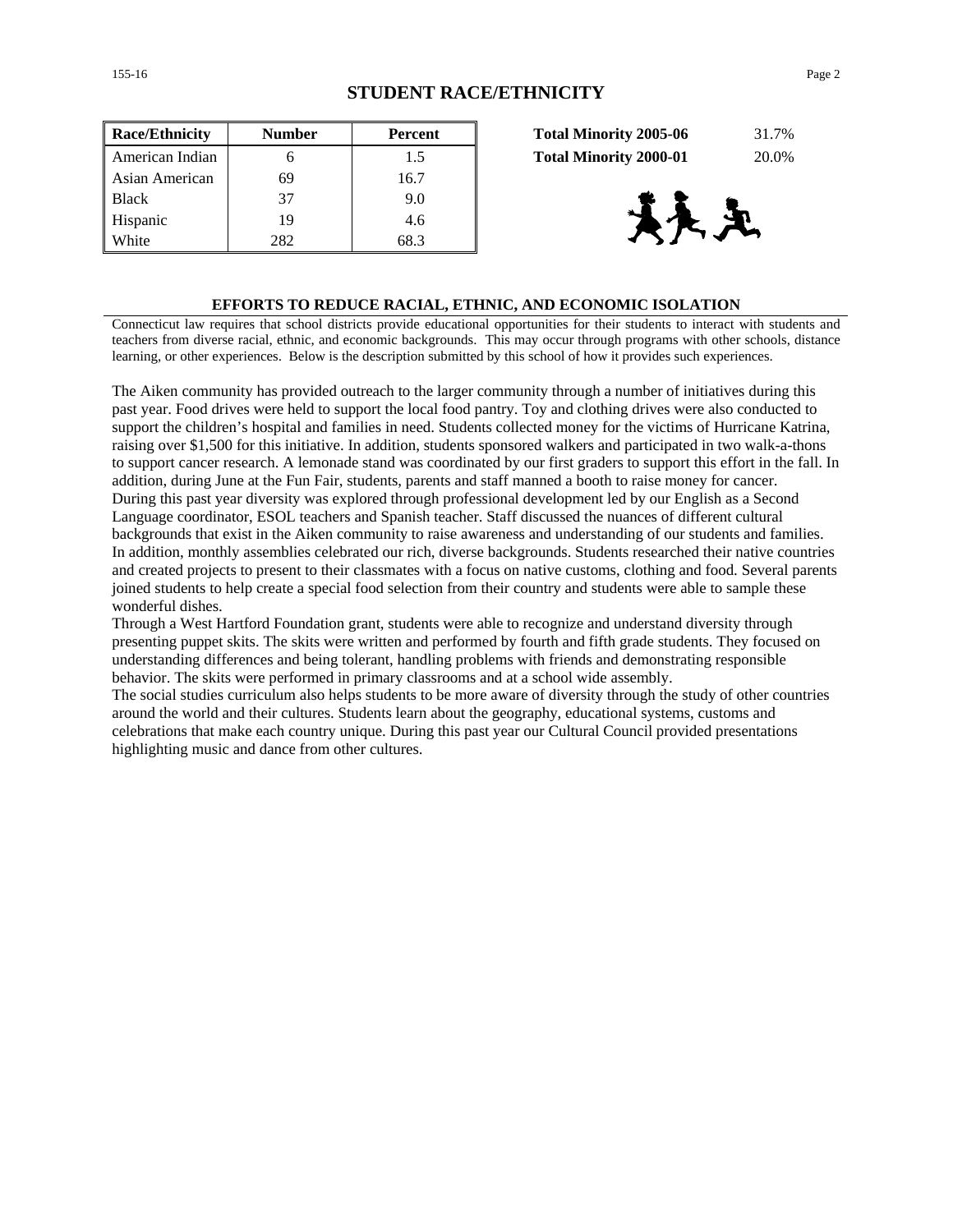## STUDENT RACE/ETHNICITY

| Race/Ethnicity | Number | Percent |
|---|---|---|
| American Indian | 6 | 1.5 |
| Asian American | 69 | 16.7 |
| Black | 37 | 9.0 |
| Hispanic | 19 | 4.6 |
| White | 282 | 68.3 |

| | |
|---|---|
| **Total Minority 2005-06** | 31.7% |
| **Total Minority 2000-01** | 20.0% |

### EFFORTS TO REDUCE RACIAL, ETHNIC, AND ECONOMIC ISOLATION

Connecticut law requires that school districts provide educational opportunities for their students to interact with students and teachers from diverse racial, ethnic, and economic backgrounds. This may occur through programs with other schools, distance learning, or other experiences. Below is the description submitted by this school of how it provides such experiences.

The Aiken community has provided outreach to the larger community through a number of initiatives during this past year. Food drives were held to support the local food pantry. Toy and clothing drives were also conducted to support the children's hospital and families in need. Students collected money for the victims of Hurricane Katrina, raising over $1,500 for this initiative. In addition, students sponsored walkers and participated in two walk-a-thons to support cancer research. A lemonade stand was coordinated by our first graders to support this effort in the fall. In addition, during June at the Fun Fair, students, parents and staff manned a booth to raise money for cancer.
During this past year diversity was explored through professional development led by our English as a Second Language coordinator, ESOL teachers and Spanish teacher. Staff discussed the nuances of different cultural backgrounds that exist in the Aiken community to raise awareness and understanding of our students and families. In addition, monthly assemblies celebrated our rich, diverse backgrounds. Students researched their native countries and created projects to present to their classmates with a focus on native customs, clothing and food. Several parents joined students to help create a special food selection from their country and students were able to sample these wonderful dishes.
Through a West Hartford Foundation grant, students were able to recognize and understand diversity through presenting puppet skits. The skits were written and performed by fourth and fifth grade students. They focused on understanding differences and being tolerant, handling problems with friends and demonstrating responsible behavior. The skits were performed in primary classrooms and at a school wide assembly.
The social studies curriculum also helps students to be more aware of diversity through the study of other countries around the world and their cultures. Students learn about the geography, educational systems, customs and celebrations that make each country unique. During this past year our Cultural Council provided presentations highlighting music and dance from other cultures.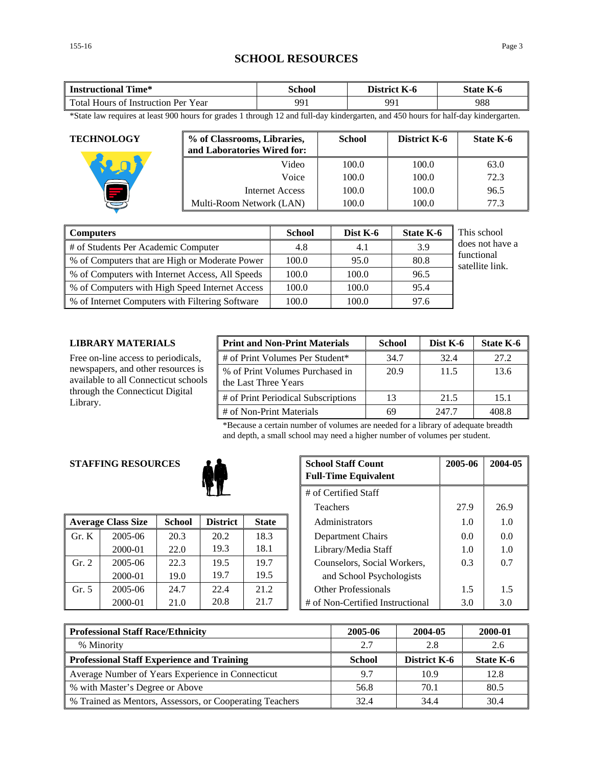# SCHOOL RESOURCES

| Instructional Time* | School | District K-6 | State K-6 |
|---|---|---|---|
| Total Hours of Instruction Per Year | 991 | 991 | 988 |

*State law requires at least 900 hours for grades 1 through 12 and full-day kindergarten, and 450 hours for half-day kindergarten.

## TECHNOLOGY

| % of Classrooms, Libraries, and Laboratories Wired for: | School | District K-6 | State K-6 |
|---|---|---|---|
| Video | 100.0 | 100.0 | 63.0 |
| Voice | 100.0 | 100.0 | 72.3 |
| Internet Access | 100.0 | 100.0 | 96.5 |
| Multi-Room Network (LAN) | 100.0 | 100.0 | 77.3 |

| Computers | School | Dist K-6 | State K-6 |
|---|---|---|---|
| # of Students Per Academic Computer | 4.8 | 4.1 | 3.9 |
| % of Computers that are High or Moderate Power | 100.0 | 95.0 | 80.8 |
| % of Computers with Internet Access, All Speeds | 100.0 | 100.0 | 96.5 |
| % of Computers with High Speed Internet Access | 100.0 | 100.0 | 95.4 |
| % of Internet Computers with Filtering Software | 100.0 | 100.0 | 97.6 |

This school does not have a functional satellite link.

## LIBRARY MATERIALS

Free on-line access to periodicals, newspapers, and other resources is available to all Connecticut schools through the Connecticut Digital Library.

| Print and Non-Print Materials | School | Dist K-6 | State K-6 |
|---|---|---|---|
| # of Print Volumes Per Student* | 34.7 | 32.4 | 27.2 |
| % of Print Volumes Purchased in the Last Three Years | 20.9 | 11.5 | 13.6 |
| # of Print Periodical Subscriptions | 13 | 21.5 | 15.1 |
| # of Non-Print Materials | 69 | 247.7 | 408.8 |

*Because a certain number of volumes are needed for a library of adequate breadth and depth, a small school may need a higher number of volumes per student.

## STAFFING RESOURCES

| Average Class Size | | School | District | State |
|---|---|---|---|---|
| Gr. K | 2005-06 | 20.3 | 20.2 | 18.3 |
| | 2000-01 | 22.0 | 19.3 | 18.1 |
| Gr. 2 | 2005-06 | 22.3 | 19.5 | 19.7 |
| | 2000-01 | 19.0 | 19.7 | 19.5 |
| Gr. 5 | 2005-06 | 24.7 | 22.4 | 21.2 |
| | 2000-01 | 21.0 | 20.8 | 21.7 |

| School Staff Count Full-Time Equivalent | 2005-06 | 2004-05 |
|---|---|---|
| # of Certified Staff | | |
| Teachers | 27.9 | 26.9 |
| Administrators | 1.0 | 1.0 |
| Department Chairs | 0.0 | 0.0 |
| Library/Media Staff | 1.0 | 1.0 |
| Counselors, Social Workers, and School Psychologists | 0.3 | 0.7 |
| Other Professionals | 1.5 | 1.5 |
| # of Non-Certified Instructional | 3.0 | 3.0 |

| Professional Staff Race/Ethnicity | 2005-06 | 2004-05 | 2000-01 |
|---|---|---|---|
| % Minority | 2.7 | 2.8 | 2.6 |
| **Professional Staff Experience and Training** | **School** | **District K-6** | **State K-6** |
| Average Number of Years Experience in Connecticut | 9.7 | 10.9 | 12.8 |
| % with Master's Degree or Above | 56.8 | 70.1 | 80.5 |
| % Trained as Mentors, Assessors, or Cooperating Teachers | 32.4 | 34.4 | 30.4 |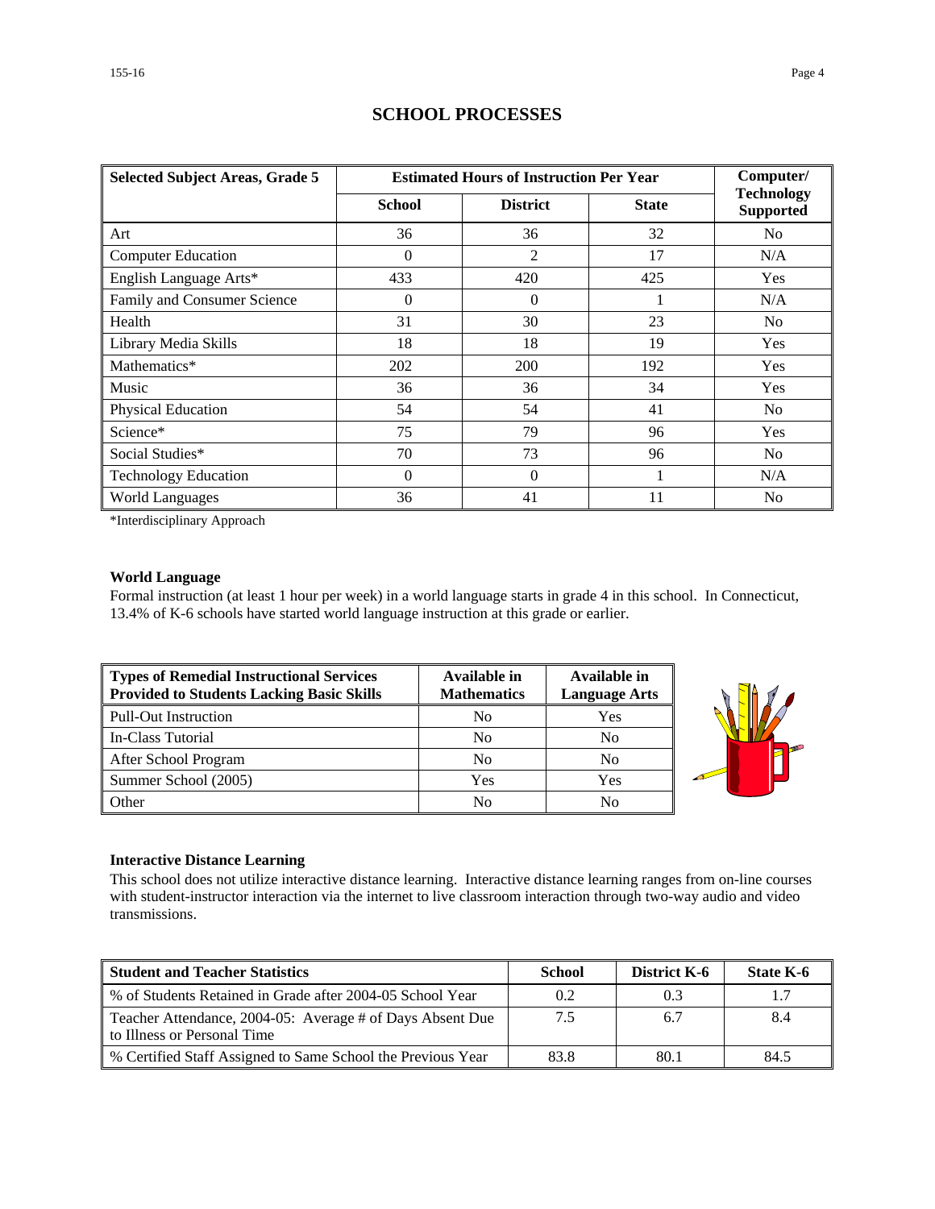## SCHOOL PROCESSES

| Selected Subject Areas, Grade 5 | Estimated Hours of Instruction Per Year | | | Computer/ Technology Supported |
|---|---|---|---|---|
| | School | District | State | |
| Art | 36 | 36 | 32 | No |
| Computer Education | 0 | 2 | 17 | N/A |
| English Language Arts* | 433 | 420 | 425 | Yes |
| Family and Consumer Science | 0 | 0 | 1 | N/A |
| Health | 31 | 30 | 23 | No |
| Library Media Skills | 18 | 18 | 19 | Yes |
| Mathematics* | 202 | 200 | 192 | Yes |
| Music | 36 | 36 | 34 | Yes |
| Physical Education | 54 | 54 | 41 | No |
| Science* | 75 | 79 | 96 | Yes |
| Social Studies* | 70 | 73 | 96 | No |
| Technology Education | 0 | 0 | 1 | N/A |
| World Languages | 36 | 41 | 11 | No |

*Interdisciplinary Approach

**World Language**

Formal instruction (at least 1 hour per week) in a world language starts in grade 4 in this school. In Connecticut, 13.4% of K-6 schools have started world language instruction at this grade or earlier.

| Types of Remedial Instructional Services Provided to Students Lacking Basic Skills | Available in Mathematics | Available in Language Arts |
|---|---|---|
| Pull-Out Instruction | No | Yes |
| In-Class Tutorial | No | No |
| After School Program | No | No |
| Summer School (2005) | Yes | Yes |
| Other | No | No |

**Interactive Distance Learning**

This school does not utilize interactive distance learning. Interactive distance learning ranges from on-line courses with student-instructor interaction via the internet to live classroom interaction through two-way audio and video transmissions.

| Student and Teacher Statistics | School | District K-6 | State K-6 |
|---|---|---|---|
| % of Students Retained in Grade after 2004-05 School Year | 0.2 | 0.3 | 1.7 |
| Teacher Attendance, 2004-05: Average # of Days Absent Due to Illness or Personal Time | 7.5 | 6.7 | 8.4 |
| % Certified Staff Assigned to Same School the Previous Year | 83.8 | 80.1 | 84.5 |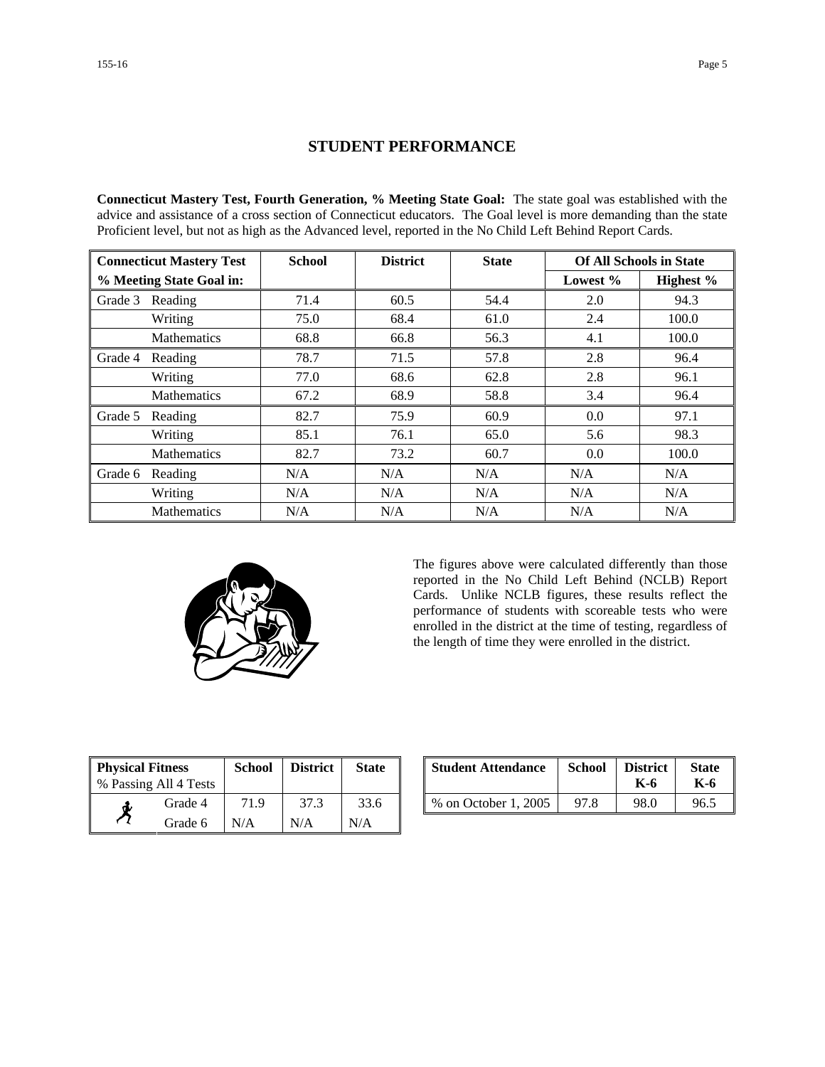# STUDENT PERFORMANCE

**Connecticut Mastery Test, Fourth Generation, % Meeting State Goal:** The state goal was established with the advice and assistance of a cross section of Connecticut educators. The Goal level is more demanding than the state Proficient level, but not as high as the Advanced level, reported in the No Child Left Behind Report Cards.

| Connecticut Mastery Test % Meeting State Goal in: | | School | District | State | Of All Schools in State | |
|---|---|---|---|---|---|---|
| | | | | | Lowest % | Highest % |
| Grade 3 | Reading | 71.4 | 60.5 | 54.4 | 2.0 | 94.3 |
| | Writing | 75.0 | 68.4 | 61.0 | 2.4 | 100.0 |
| | Mathematics | 68.8 | 66.8 | 56.3 | 4.1 | 100.0 |
| Grade 4 | Reading | 78.7 | 71.5 | 57.8 | 2.8 | 96.4 |
| | Writing | 77.0 | 68.6 | 62.8 | 2.8 | 96.1 |
| | Mathematics | 67.2 | 68.9 | 58.8 | 3.4 | 96.4 |
| Grade 5 | Reading | 82.7 | 75.9 | 60.9 | 0.0 | 97.1 |
| | Writing | 85.1 | 76.1 | 65.0 | 5.6 | 98.3 |
| | Mathematics | 82.7 | 73.2 | 60.7 | 0.0 | 100.0 |
| Grade 6 | Reading | N/A | N/A | N/A | N/A | N/A |
| | Writing | N/A | N/A | N/A | N/A | N/A |
| | Mathematics | N/A | N/A | N/A | N/A | N/A |

The figures above were calculated differently than those reported in the No Child Left Behind (NCLB) Report Cards. Unlike NCLB figures, these results reflect the performance of students with scoreable tests who were enrolled in the district at the time of testing, regardless of the length of time they were enrolled in the district.

| Physical Fitness % Passing All 4 Tests | School | District | State |
|---|---|---|---|
| Grade 4 | 71.9 | 37.3 | 33.6 |
| Grade 6 | N/A | N/A | N/A |

| Student Attendance | School | District K-6 | State K-6 |
|---|---|---|---|
| % on October 1, 2005 | 97.8 | 98.0 | 96.5 |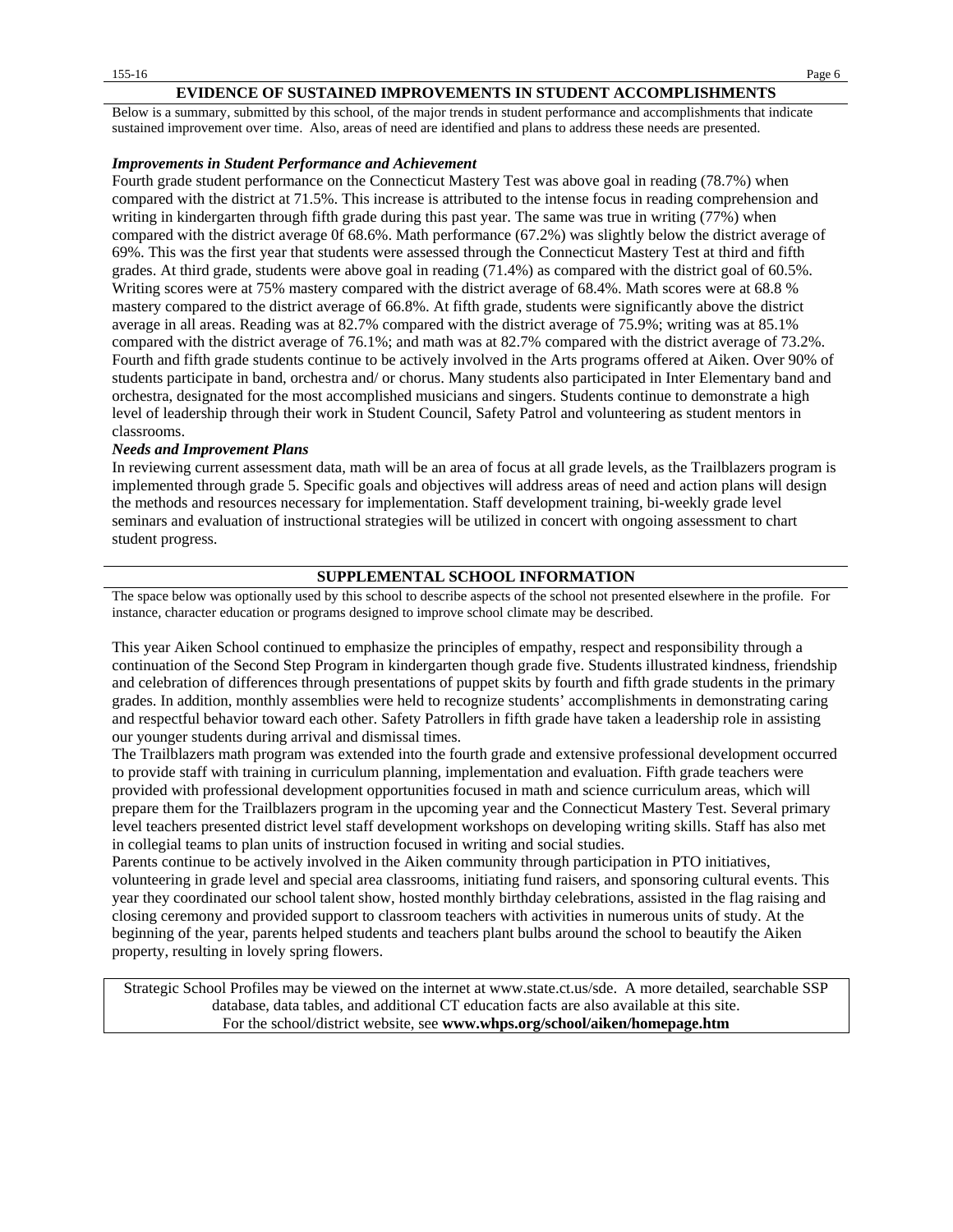## EVIDENCE OF SUSTAINED IMPROVEMENTS IN STUDENT ACCOMPLISHMENTS

Below is a summary, submitted by this school, of the major trends in student performance and accomplishments that indicate sustained improvement over time. Also, areas of need are identified and plans to address these needs are presented.

***Improvements in Student Performance and Achievement***

Fourth grade student performance on the Connecticut Mastery Test was above goal in reading (78.7%) when compared with the district at 71.5%. This increase is attributed to the intense focus in reading comprehension and writing in kindergarten through fifth grade during this past year. The same was true in writing (77%) when compared with the district average 0f 68.6%. Math performance (67.2%) was slightly below the district average of 69%. This was the first year that students were assessed through the Connecticut Mastery Test at third and fifth grades. At third grade, students were above goal in reading (71.4%) as compared with the district goal of 60.5%. Writing scores were at 75% mastery compared with the district average of 68.4%. Math scores were at 68.8 % mastery compared to the district average of 66.8%. At fifth grade, students were significantly above the district average in all areas. Reading was at 82.7% compared with the district average of 75.9%; writing was at 85.1% compared with the district average of 76.1%; and math was at 82.7% compared with the district average of 73.2%. Fourth and fifth grade students continue to be actively involved in the Arts programs offered at Aiken. Over 90% of students participate in band, orchestra and/ or chorus. Many students also participated in Inter Elementary band and orchestra, designated for the most accomplished musicians and singers. Students continue to demonstrate a high level of leadership through their work in Student Council, Safety Patrol and volunteering as student mentors in classrooms.

***Needs and Improvement Plans***

In reviewing current assessment data, math will be an area of focus at all grade levels, as the Trailblazers program is implemented through grade 5. Specific goals and objectives will address areas of need and action plans will design the methods and resources necessary for implementation. Staff development training, bi-weekly grade level seminars and evaluation of instructional strategies will be utilized in concert with ongoing assessment to chart student progress.

## SUPPLEMENTAL SCHOOL INFORMATION

The space below was optionally used by this school to describe aspects of the school not presented elsewhere in the profile. For instance, character education or programs designed to improve school climate may be described.

This year Aiken School continued to emphasize the principles of empathy, respect and responsibility through a continuation of the Second Step Program in kindergarten though grade five. Students illustrated kindness, friendship and celebration of differences through presentations of puppet skits by fourth and fifth grade students in the primary grades. In addition, monthly assemblies were held to recognize students' accomplishments in demonstrating caring and respectful behavior toward each other. Safety Patrollers in fifth grade have taken a leadership role in assisting our younger students during arrival and dismissal times.

The Trailblazers math program was extended into the fourth grade and extensive professional development occurred to provide staff with training in curriculum planning, implementation and evaluation. Fifth grade teachers were provided with professional development opportunities focused in math and science curriculum areas, which will prepare them for the Trailblazers program in the upcoming year and the Connecticut Mastery Test. Several primary level teachers presented district level staff development workshops on developing writing skills. Staff has also met in collegial teams to plan units of instruction focused in writing and social studies.

Parents continue to be actively involved in the Aiken community through participation in PTO initiatives, volunteering in grade level and special area classrooms, initiating fund raisers, and sponsoring cultural events. This year they coordinated our school talent show, hosted monthly birthday celebrations, assisted in the flag raising and closing ceremony and provided support to classroom teachers with activities in numerous units of study. At the beginning of the year, parents helped students and teachers plant bulbs around the school to beautify the Aiken property, resulting in lovely spring flowers.

Strategic School Profiles may be viewed on the internet at www.state.ct.us/sde. A more detailed, searchable SSP database, data tables, and additional CT education facts are also available at this site.
For the school/district website, see **www.whps.org/school/aiken/homepage.htm**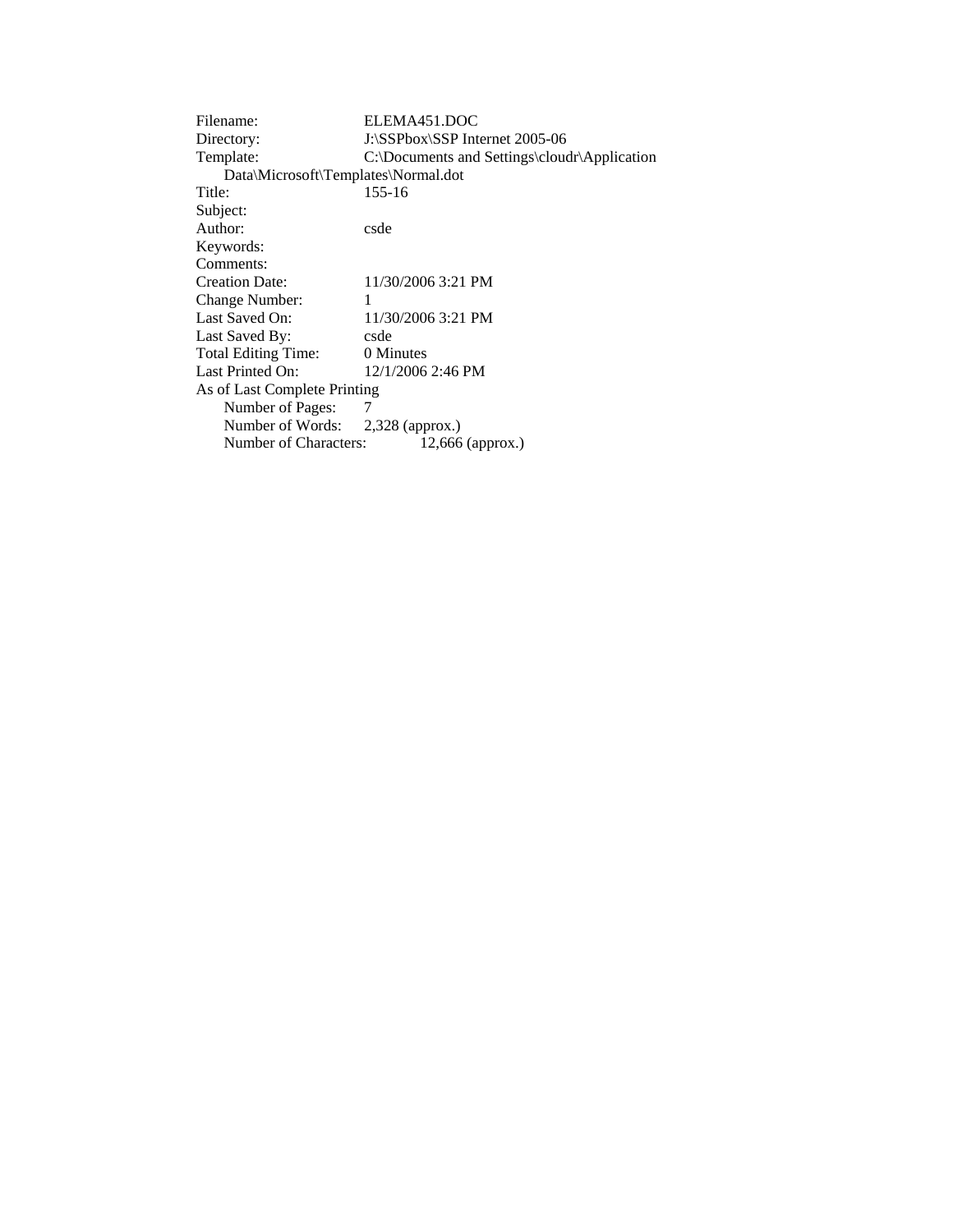Filename: ELEMA451.DOC
Directory: J:\SSPbox\SSP Internet 2005-06
Template: C:\Documents and Settings\cloudr\Application Data\Microsoft\Templates\Normal.dot
Title: 155-16
Subject:
Author: csde
Keywords:
Comments:
Creation Date: 11/30/2006 3:21 PM
Change Number: 1
Last Saved On: 11/30/2006 3:21 PM
Last Saved By: csde
Total Editing Time: 0 Minutes
Last Printed On: 12/1/2006 2:46 PM
As of Last Complete Printing
Number of Pages: 7
Number of Words: 2,328 (approx.)
Number of Characters: 12,666 (approx.)